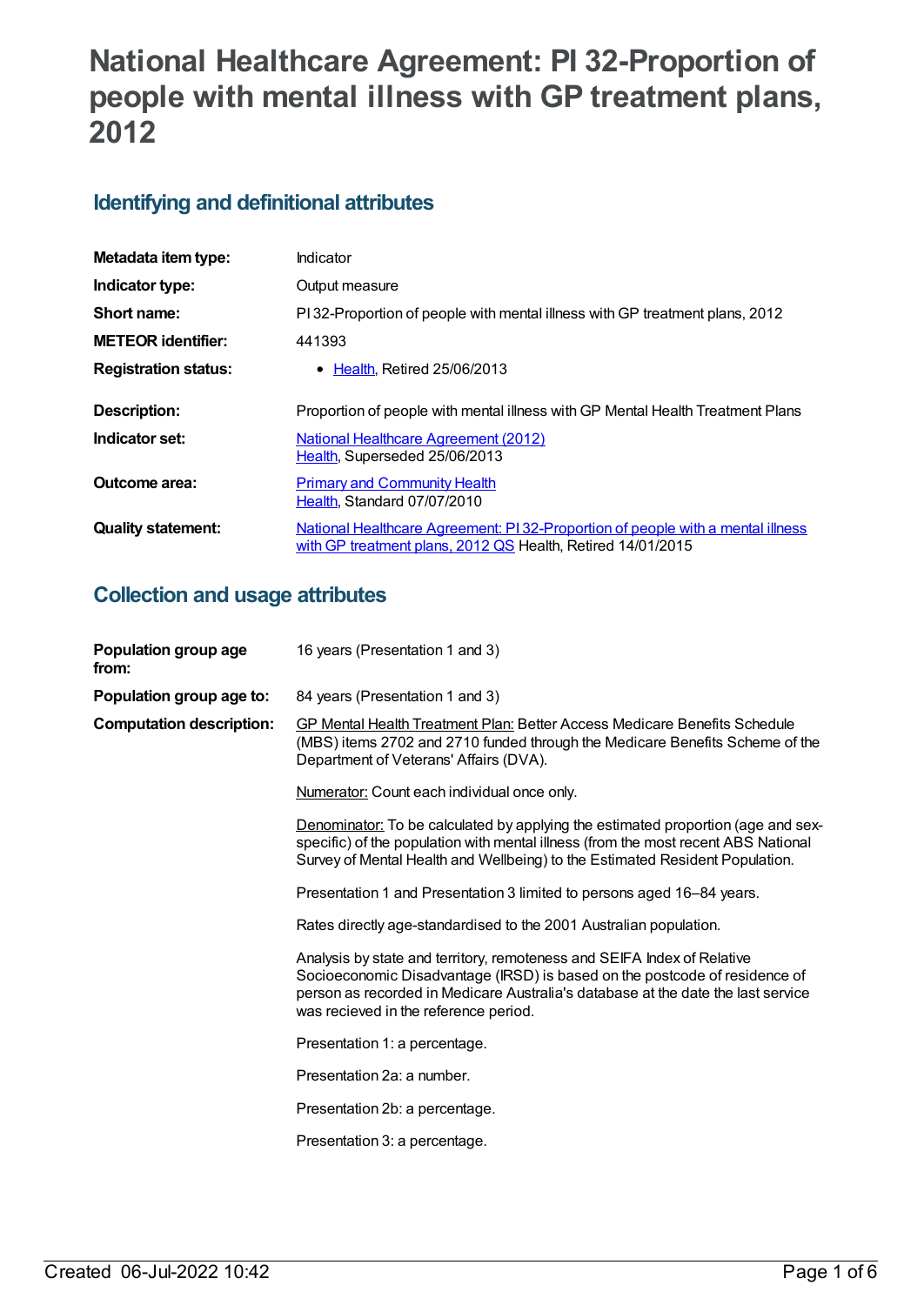# National Healthcare Agreement: PI 32-Proportion of people with mental illness with GP treatment plans, 2012

## Identifying and definitional attributes

| | |
|---|---|
| **Metadata item type:** | Indicator |
| **Indicator type:** | Output measure |
| **Short name:** | PI 32-Proportion of people with mental illness with GP treatment plans, 2012 |
| **METEOR identifier:** | 441393 |
| **Registration status:** | • Health, Retired 25/06/2013 |
| **Description:** | Proportion of people with mental illness with GP Mental Health Treatment Plans |
| **Indicator set:** | National Healthcare Agreement (2012)<br>Health, Superseded 25/06/2013 |
| **Outcome area:** | Primary and Community Health<br>Health, Standard 07/07/2010 |
| **Quality statement:** | National Healthcare Agreement: PI 32-Proportion of people with a mental illness with GP treatment plans, 2012 QS Health, Retired 14/01/2015 |

## Collection and usage attributes

**Population group age from:** 16 years (Presentation 1 and 3)

**Population group age to:** 84 years (Presentation 1 and 3)

**Computation description:**

GP Mental Health Treatment Plan: Better Access Medicare Benefits Schedule (MBS) items 2702 and 2710 funded through the Medicare Benefits Scheme of the Department of Veterans' Affairs (DVA).

Numerator: Count each individual once only.

Denominator: To be calculated by applying the estimated proportion (age and sex-specific) of the population with mental illness (from the most recent ABS National Survey of Mental Health and Wellbeing) to the Estimated Resident Population.

Presentation 1 and Presentation 3 limited to persons aged 16–84 years.

Rates directly age-standardised to the 2001 Australian population.

Analysis by state and territory, remoteness and SEIFA Index of Relative Socioeconomic Disadvantage (IRSD) is based on the postcode of residence of person as recorded in Medicare Australia's database at the date the last service was recieved in the reference period.

Presentation 1: a percentage.

Presentation 2a: a number.

Presentation 2b: a percentage.

Presentation 3: a percentage.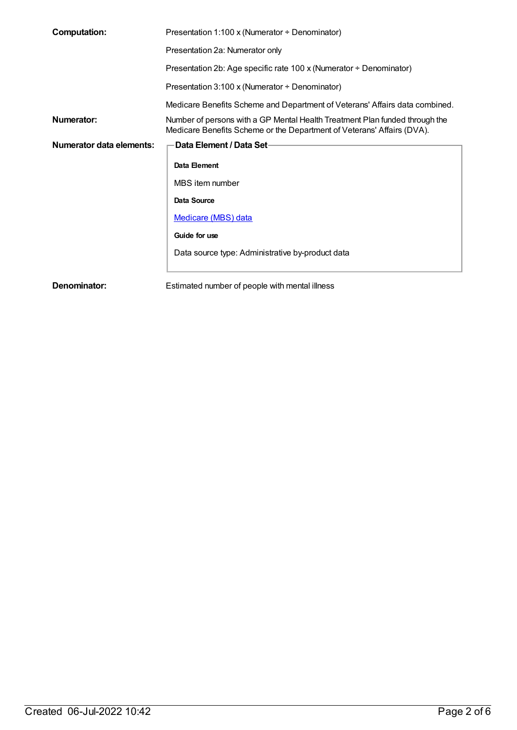**Computation:**

Presentation 1:100 x (Numerator ÷ Denominator)

Presentation 2a: Numerator only

Presentation 2b: Age specific rate 100 x (Numerator ÷ Denominator)

Presentation 3:100 x (Numerator ÷ Denominator)

Medicare Benefits Scheme and Department of Veterans' Affairs data combined.

**Numerator:**

Number of persons with a GP Mental Health Treatment Plan funded through the Medicare Benefits Scheme or the Department of Veterans' Affairs (DVA).

**Numerator data elements:**

**Data Element / Data Set**

**Data Element**

MBS item number

**Data Source**

Medicare (MBS) data

**Guide for use**

Data source type: Administrative by-product data

**Denominator:**

Estimated number of people with mental illness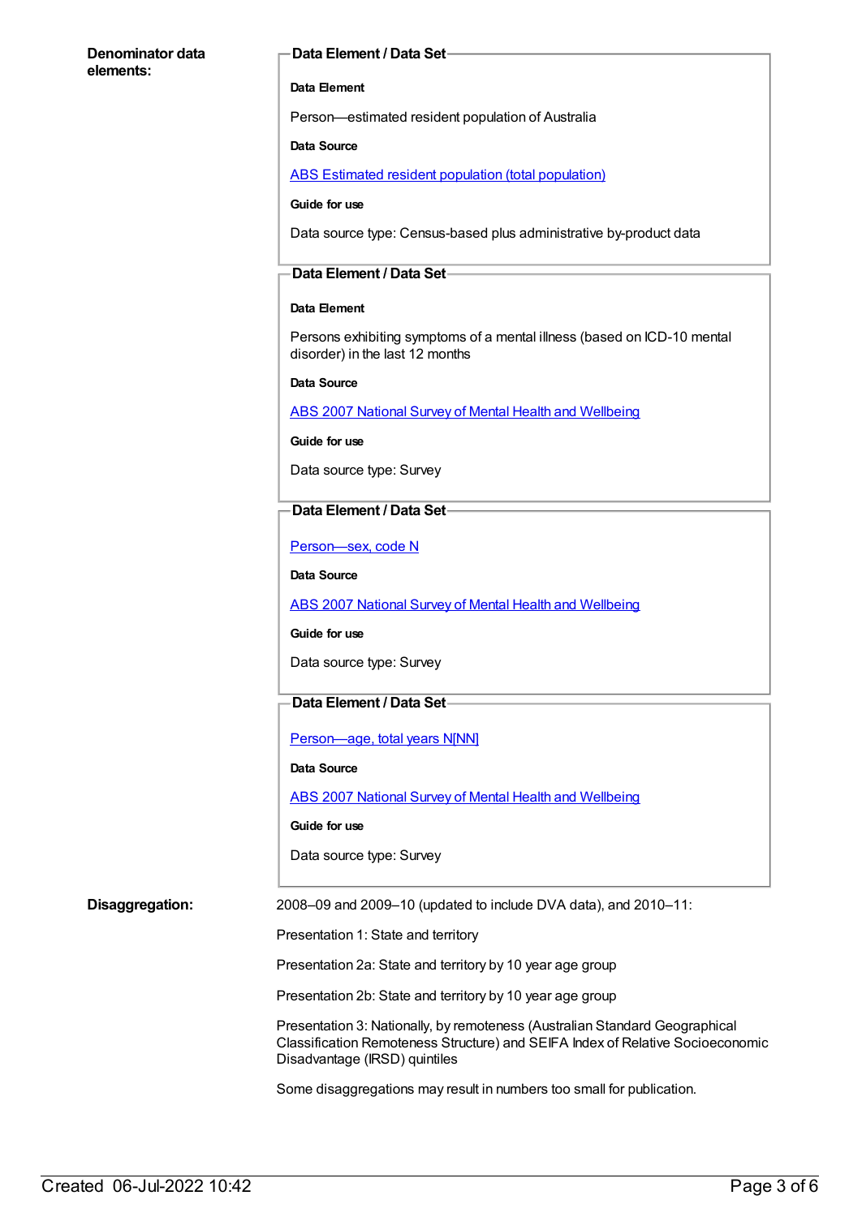**Denominator data elements:**

**Data Element / Data Set**

**Data Element**

Person—estimated resident population of Australia

**Data Source**

ABS Estimated resident population (total population)

**Guide for use**

Data source type: Census-based plus administrative by-product data

**Data Element / Data Set**

**Data Element**

Persons exhibiting symptoms of a mental illness (based on ICD-10 mental disorder) in the last 12 months

**Data Source**

ABS 2007 National Survey of Mental Health and Wellbeing

**Guide for use**

Data source type: Survey

**Data Element / Data Set**

Person—sex, code N

**Data Source**

ABS 2007 National Survey of Mental Health and Wellbeing

**Guide for use**

Data source type: Survey

**Data Element / Data Set**

Person—age, total years N[NN]

**Data Source**

ABS 2007 National Survey of Mental Health and Wellbeing

**Guide for use**

Data source type: Survey

**Disaggregation:**

2008–09 and 2009–10 (updated to include DVA data), and 2010–11:

Presentation 1: State and territory

Presentation 2a: State and territory by 10 year age group

Presentation 2b: State and territory by 10 year age group

Presentation 3: Nationally, by remoteness (Australian Standard Geographical Classification Remoteness Structure) and SEIFA Index of Relative Socioeconomic Disadvantage (IRSD) quintiles

Some disaggregations may result in numbers too small for publication.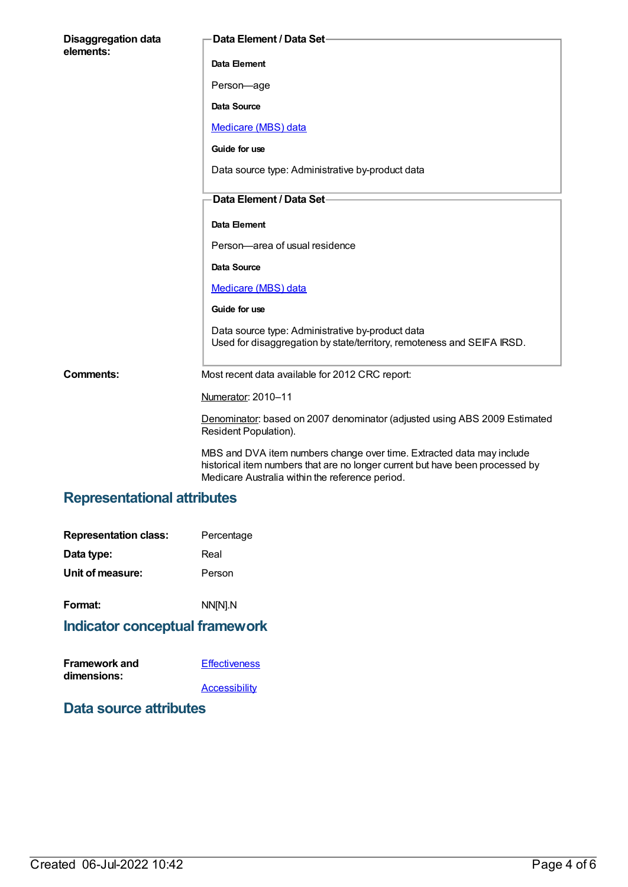**Disaggregation data elements:**

**Data Element / Data Set**

**Data Element**

Person—age

**Data Source**

Medicare (MBS) data

**Guide for use**

Data source type: Administrative by-product data

**Data Element / Data Set**

**Data Element**

Person—area of usual residence

**Data Source**

Medicare (MBS) data

**Guide for use**

Data source type: Administrative by-product data
Used for disaggregation by state/territory, remoteness and SEIFA IRSD.

**Comments:**

Most recent data available for 2012 CRC report:

Numerator: 2010–11

Denominator: based on 2007 denominator (adjusted using ABS 2009 Estimated Resident Population).

MBS and DVA item numbers change over time. Extracted data may include historical item numbers that are no longer current but have been processed by Medicare Australia within the reference period.

## Representational attributes

**Representation class:** Percentage

**Data type:** Real

**Unit of measure:** Person

**Format:** NN[N].N

## Indicator conceptual framework

**Framework and dimensions:**

Effectiveness

Accessibility

## Data source attributes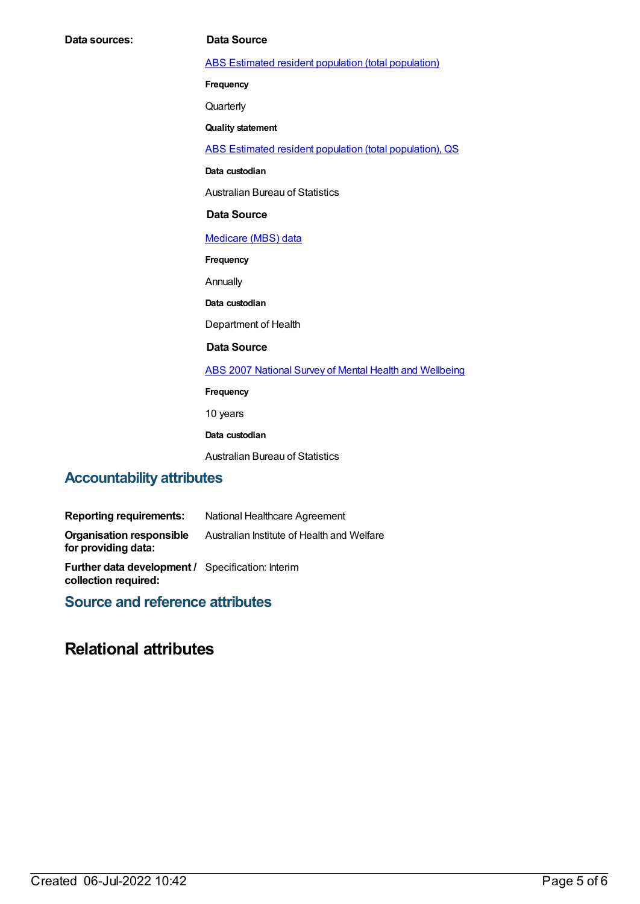**Data sources:**

**Data Source**

ABS Estimated resident population (total population)

**Frequency**

Quarterly

**Quality statement**

ABS Estimated resident population (total population), QS

**Data custodian**

Australian Bureau of Statistics

**Data Source**

Medicare (MBS) data

**Frequency**

Annually

**Data custodian**

Department of Health

**Data Source**

ABS 2007 National Survey of Mental Health and Wellbeing

**Frequency**

10 years

**Data custodian**

Australian Bureau of Statistics

## Accountability attributes

**Reporting requirements:** National Healthcare Agreement

**Organisation responsible for providing data:** Australian Institute of Health and Welfare

**Further data development / collection required:** Specification: Interim

## Source and reference attributes

# Relational attributes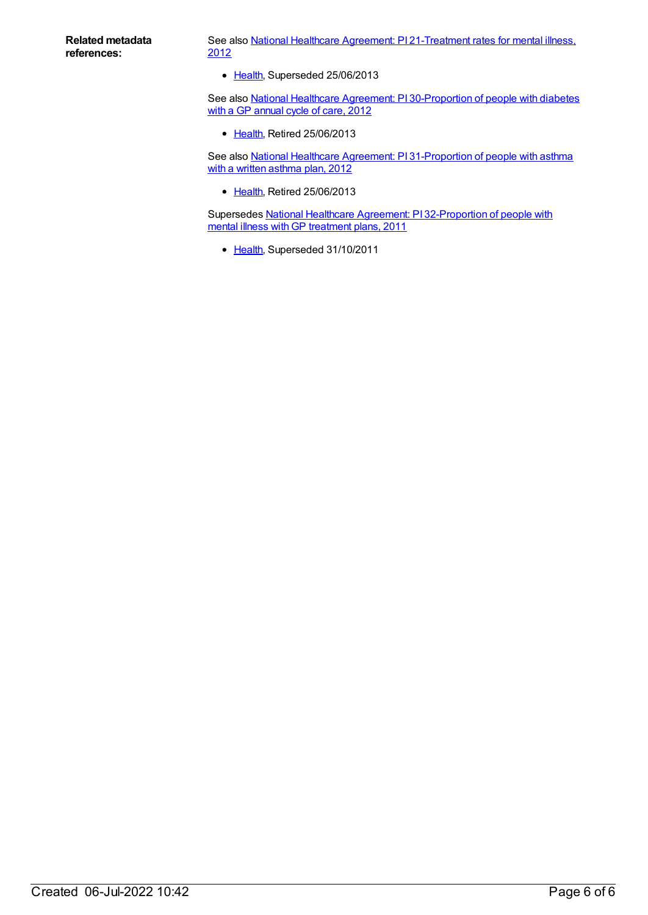**Related metadata references:**

See also National Healthcare Agreement: PI 21-Treatment rates for mental illness, 2012

- Health, Superseded 25/06/2013

See also National Healthcare Agreement: PI 30-Proportion of people with diabetes with a GP annual cycle of care, 2012

- Health, Retired 25/06/2013

See also National Healthcare Agreement: PI 31-Proportion of people with asthma with a written asthma plan, 2012

- Health, Retired 25/06/2013

Supersedes National Healthcare Agreement: PI 32-Proportion of people with mental illness with GP treatment plans, 2011

- Health, Superseded 31/10/2011